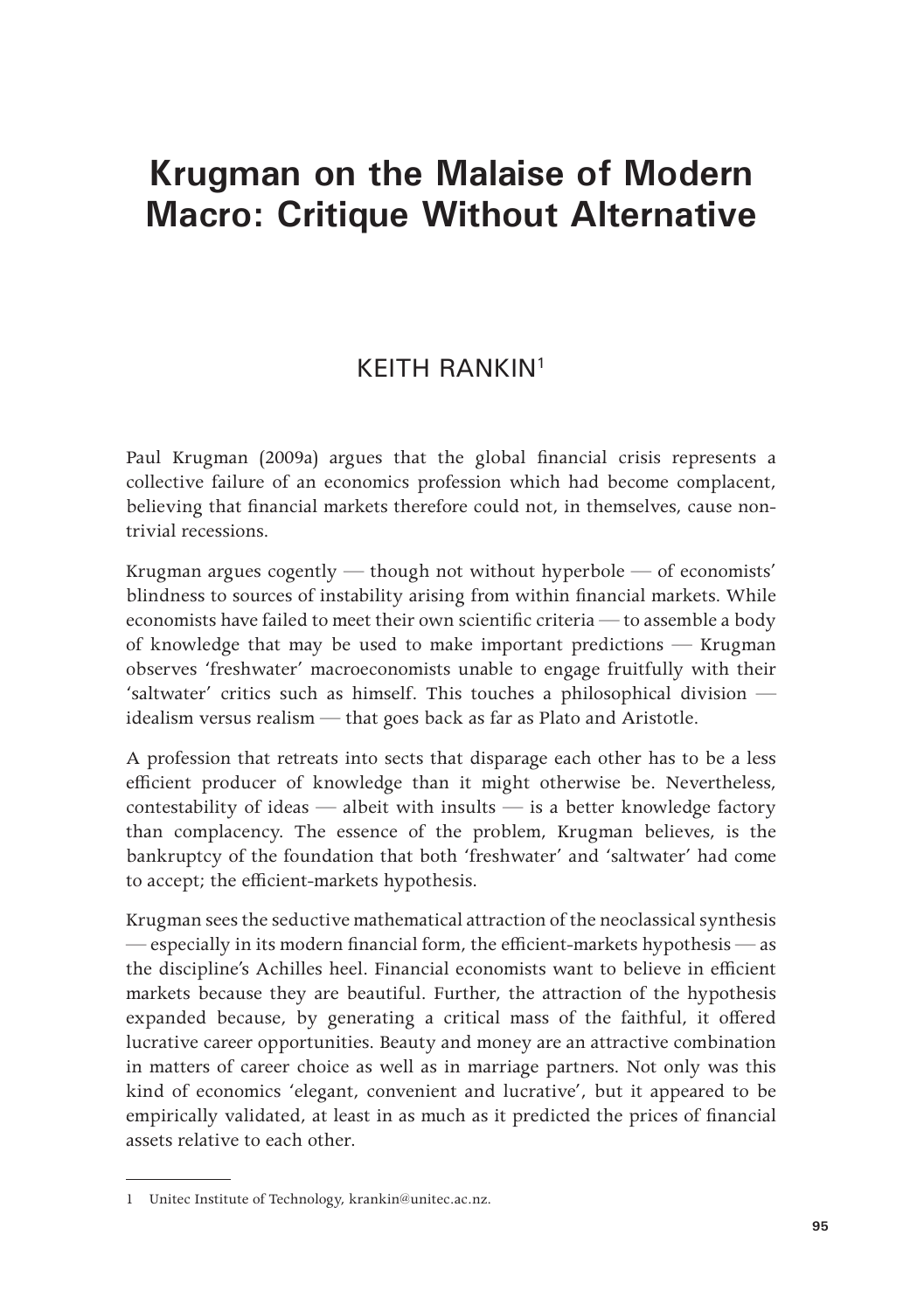# Krugman on the Malaise of Modern Macro: Critique Without Alternative

KEITH RANKIN[1]

Paul Krugman (2009a) argues that the global financial crisis represents a collective failure of an economics profession which had become complacent, believing that financial markets therefore could not, in themselves, cause non-trivial recessions.

Krugman argues cogently — though not without hyperbole — of economists' blindness to sources of instability arising from within financial markets. While economists have failed to meet their own scientific criteria — to assemble a body of knowledge that may be used to make important predictions — Krugman observes 'freshwater' macroeconomists unable to engage fruitfully with their 'saltwater' critics such as himself. This touches a philosophical division — idealism versus realism — that goes back as far as Plato and Aristotle.

A profession that retreats into sects that disparage each other has to be a less efficient producer of knowledge than it might otherwise be. Nevertheless, contestability of ideas — albeit with insults — is a better knowledge factory than complacency. The essence of the problem, Krugman believes, is the bankruptcy of the foundation that both 'freshwater' and 'saltwater' had come to accept; the efficient-markets hypothesis.

Krugman sees the seductive mathematical attraction of the neoclassical synthesis — especially in its modern financial form, the efficient-markets hypothesis — as the discipline's Achilles heel. Financial economists want to believe in efficient markets because they are beautiful. Further, the attraction of the hypothesis expanded because, by generating a critical mass of the faithful, it offered lucrative career opportunities. Beauty and money are an attractive combination in matters of career choice as well as in marriage partners. Not only was this kind of economics 'elegant, convenient and lucrative', but it appeared to be empirically validated, at least in as much as it predicted the prices of financial assets relative to each other.

---

1 Unitec Institute of Technology, krankin@unitec.ac.nz.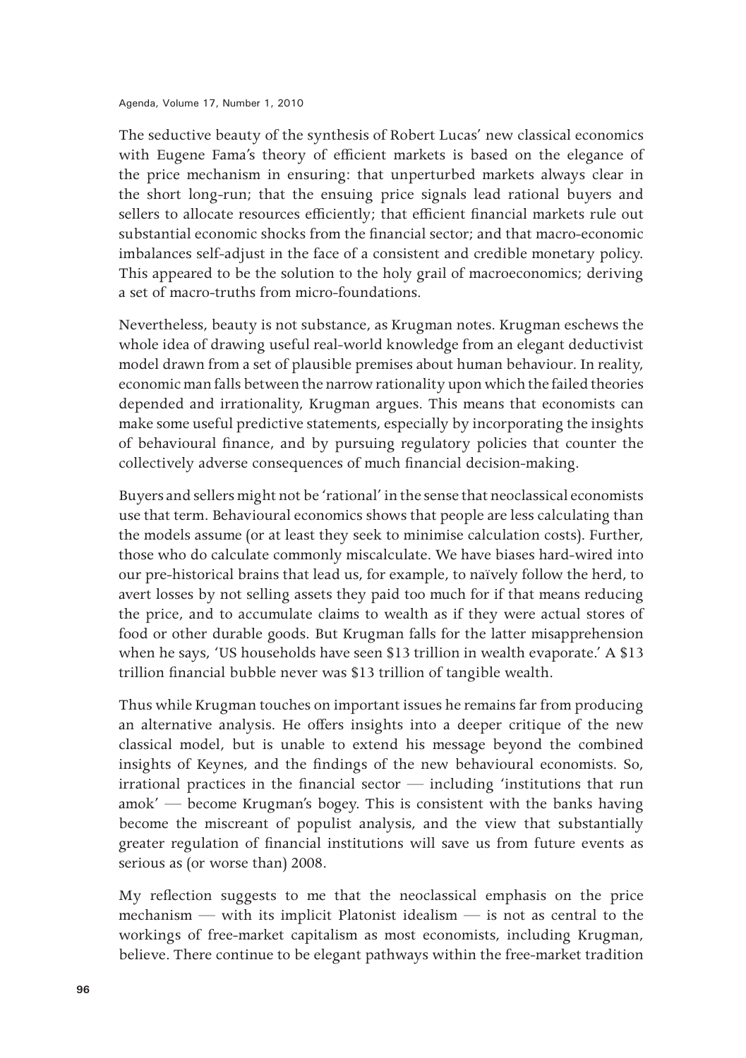The seductive beauty of the synthesis of Robert Lucas' new classical economics with Eugene Fama's theory of efficient markets is based on the elegance of the price mechanism in ensuring: that unperturbed markets always clear in the short long-run; that the ensuing price signals lead rational buyers and sellers to allocate resources efficiently; that efficient financial markets rule out substantial economic shocks from the financial sector; and that macro-economic imbalances self-adjust in the face of a consistent and credible monetary policy. This appeared to be the solution to the holy grail of macroeconomics; deriving a set of macro-truths from micro-foundations.

Nevertheless, beauty is not substance, as Krugman notes. Krugman eschews the whole idea of drawing useful real-world knowledge from an elegant deductivist model drawn from a set of plausible premises about human behaviour. In reality, economic man falls between the narrow rationality upon which the failed theories depended and irrationality, Krugman argues. This means that economists can make some useful predictive statements, especially by incorporating the insights of behavioural finance, and by pursuing regulatory policies that counter the collectively adverse consequences of much financial decision-making.

Buyers and sellers might not be 'rational' in the sense that neoclassical economists use that term. Behavioural economics shows that people are less calculating than the models assume (or at least they seek to minimise calculation costs). Further, those who do calculate commonly miscalculate. We have biases hard-wired into our pre-historical brains that lead us, for example, to naïvely follow the herd, to avert losses by not selling assets they paid too much for if that means reducing the price, and to accumulate claims to wealth as if they were actual stores of food or other durable goods. But Krugman falls for the latter misapprehension when he says, 'US households have seen $13 trillion in wealth evaporate.' A $13 trillion financial bubble never was $13 trillion of tangible wealth.

Thus while Krugman touches on important issues he remains far from producing an alternative analysis. He offers insights into a deeper critique of the new classical model, but is unable to extend his message beyond the combined insights of Keynes, and the findings of the new behavioural economists. So, irrational practices in the financial sector — including 'institutions that run amok' — become Krugman's bogey. This is consistent with the banks having become the miscreant of populist analysis, and the view that substantially greater regulation of financial institutions will save us from future events as serious as (or worse than) 2008.

My reflection suggests to me that the neoclassical emphasis on the price mechanism — with its implicit Platonist idealism — is not as central to the workings of free-market capitalism as most economists, including Krugman, believe. There continue to be elegant pathways within the free-market tradition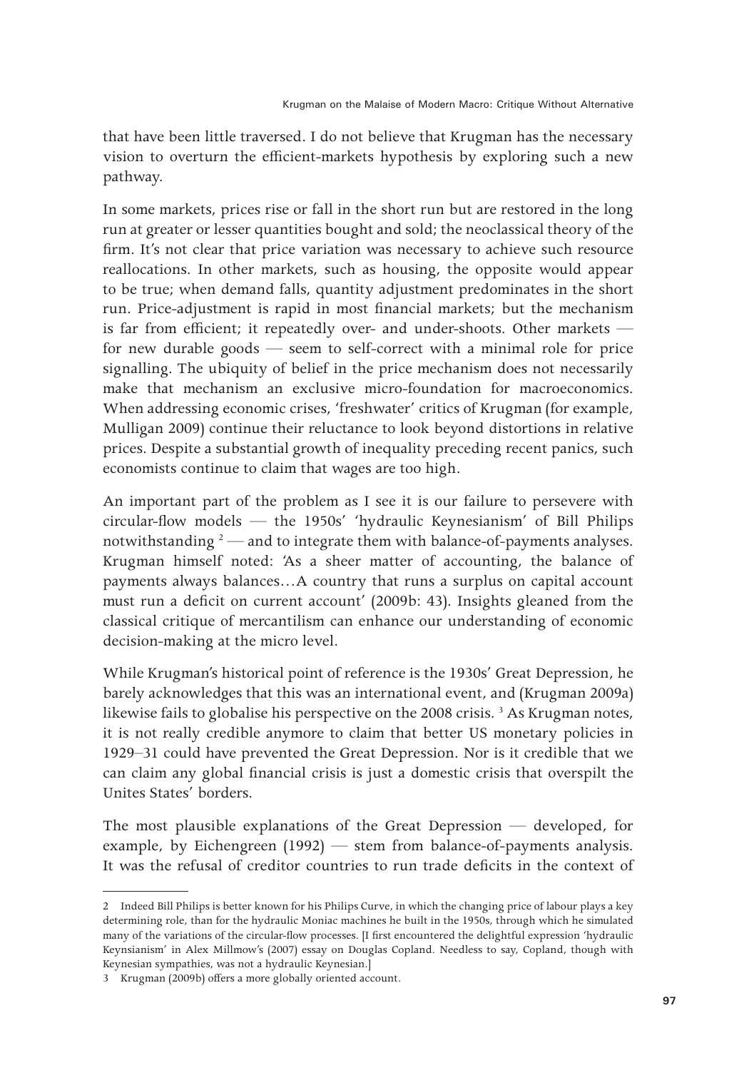that have been little traversed. I do not believe that Krugman has the necessary vision to overturn the efficient-markets hypothesis by exploring such a new pathway.

In some markets, prices rise or fall in the short run but are restored in the long run at greater or lesser quantities bought and sold; the neoclassical theory of the firm. It's not clear that price variation was necessary to achieve such resource reallocations. In other markets, such as housing, the opposite would appear to be true; when demand falls, quantity adjustment predominates in the short run. Price-adjustment is rapid in most financial markets; but the mechanism is far from efficient; it repeatedly over- and under-shoots. Other markets — for new durable goods — seem to self-correct with a minimal role for price signalling. The ubiquity of belief in the price mechanism does not necessarily make that mechanism an exclusive micro-foundation for macroeconomics. When addressing economic crises, 'freshwater' critics of Krugman (for example, Mulligan 2009) continue their reluctance to look beyond distortions in relative prices. Despite a substantial growth of inequality preceding recent panics, such economists continue to claim that wages are too high.

An important part of the problem as I see it is our failure to persevere with circular-flow models — the 1950s' 'hydraulic Keynesianism' of Bill Philips notwithstanding [2] — and to integrate them with balance-of-payments analyses. Krugman himself noted: 'As a sheer matter of accounting, the balance of payments always balances…A country that runs a surplus on capital account must run a deficit on current account' (2009b: 43). Insights gleaned from the classical critique of mercantilism can enhance our understanding of economic decision-making at the micro level.

While Krugman's historical point of reference is the 1930s' Great Depression, he barely acknowledges that this was an international event, and (Krugman 2009a) likewise fails to globalise his perspective on the 2008 crisis. [3] As Krugman notes, it is not really credible anymore to claim that better US monetary policies in 1929–31 could have prevented the Great Depression. Nor is it credible that we can claim any global financial crisis is just a domestic crisis that overspilt the Unites States' borders.

The most plausible explanations of the Great Depression — developed, for example, by Eichengreen (1992) — stem from balance-of-payments analysis. It was the refusal of creditor countries to run trade deficits in the context of

---

2 Indeed Bill Philips is better known for his Philips Curve, in which the changing price of labour plays a key determining role, than for the hydraulic Moniac machines he built in the 1950s, through which he simulated many of the variations of the circular-flow processes. [I first encountered the delightful expression 'hydraulic Keynsianism' in Alex Millmow's (2007) essay on Douglas Copland. Needless to say, Copland, though with Keynesian sympathies, was not a hydraulic Keynesian.]

3 Krugman (2009b) offers a more globally oriented account.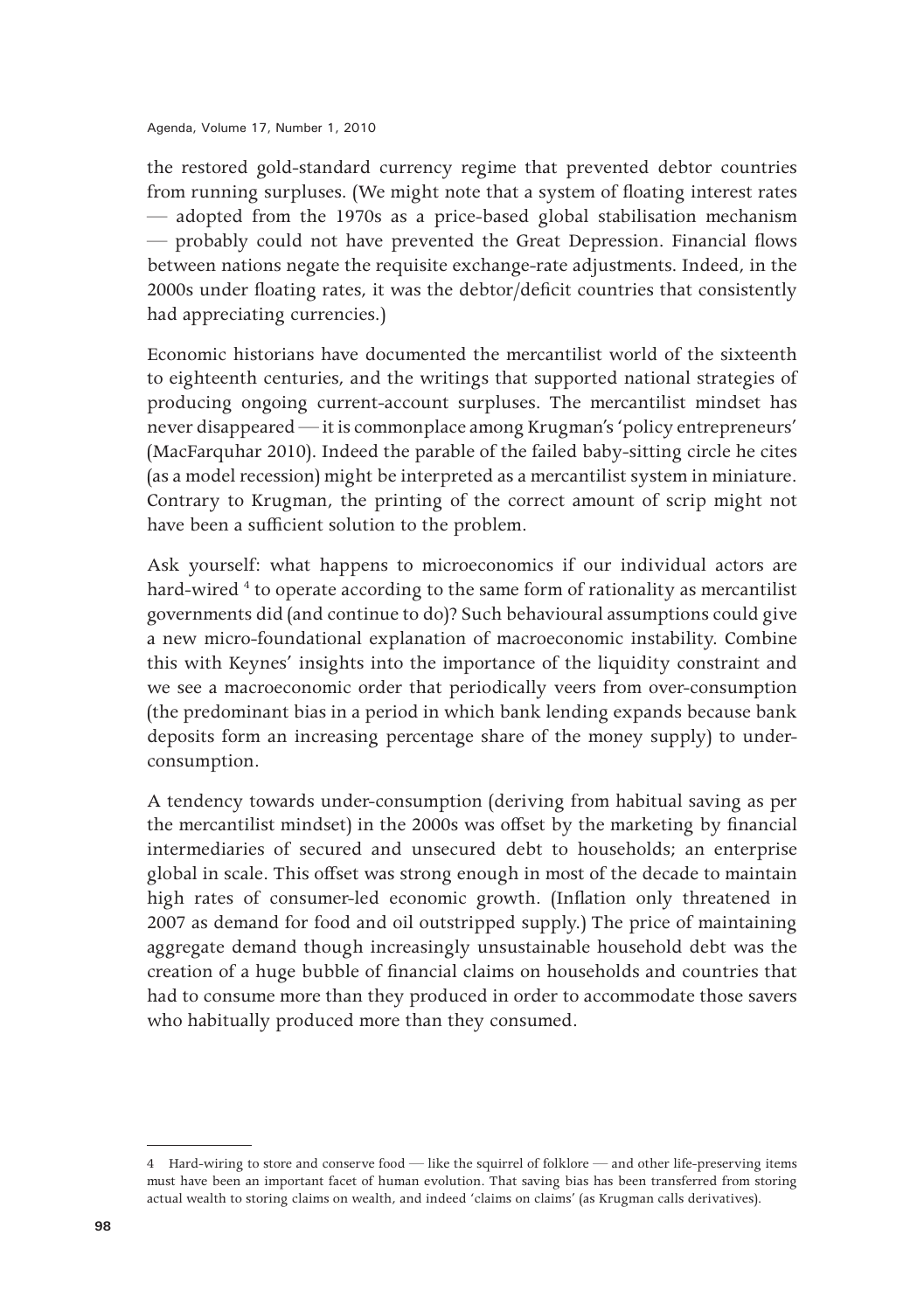the restored gold-standard currency regime that prevented debtor countries from running surpluses. (We might note that a system of floating interest rates — adopted from the 1970s as a price-based global stabilisation mechanism — probably could not have prevented the Great Depression. Financial flows between nations negate the requisite exchange-rate adjustments. Indeed, in the 2000s under floating rates, it was the debtor/deficit countries that consistently had appreciating currencies.)

Economic historians have documented the mercantilist world of the sixteenth to eighteenth centuries, and the writings that supported national strategies of producing ongoing current-account surpluses. The mercantilist mindset has never disappeared — it is commonplace among Krugman's 'policy entrepreneurs' (MacFarquhar 2010). Indeed the parable of the failed baby-sitting circle he cites (as a model recession) might be interpreted as a mercantilist system in miniature. Contrary to Krugman, the printing of the correct amount of scrip might not have been a sufficient solution to the problem.

Ask yourself: what happens to microeconomics if our individual actors are hard-wired [4] to operate according to the same form of rationality as mercantilist governments did (and continue to do)? Such behavioural assumptions could give a new micro-foundational explanation of macroeconomic instability. Combine this with Keynes' insights into the importance of the liquidity constraint and we see a macroeconomic order that periodically veers from over-consumption (the predominant bias in a period in which bank lending expands because bank deposits form an increasing percentage share of the money supply) to under-consumption.

A tendency towards under-consumption (deriving from habitual saving as per the mercantilist mindset) in the 2000s was offset by the marketing by financial intermediaries of secured and unsecured debt to households; an enterprise global in scale. This offset was strong enough in most of the decade to maintain high rates of consumer-led economic growth. (Inflation only threatened in 2007 as demand for food and oil outstripped supply.) The price of maintaining aggregate demand though increasingly unsustainable household debt was the creation of a huge bubble of financial claims on households and countries that had to consume more than they produced in order to accommodate those savers who habitually produced more than they consumed.

---

4 Hard-wiring to store and conserve food — like the squirrel of folklore — and other life-preserving items must have been an important facet of human evolution. That saving bias has been transferred from storing actual wealth to storing claims on wealth, and indeed 'claims on claims' (as Krugman calls derivatives).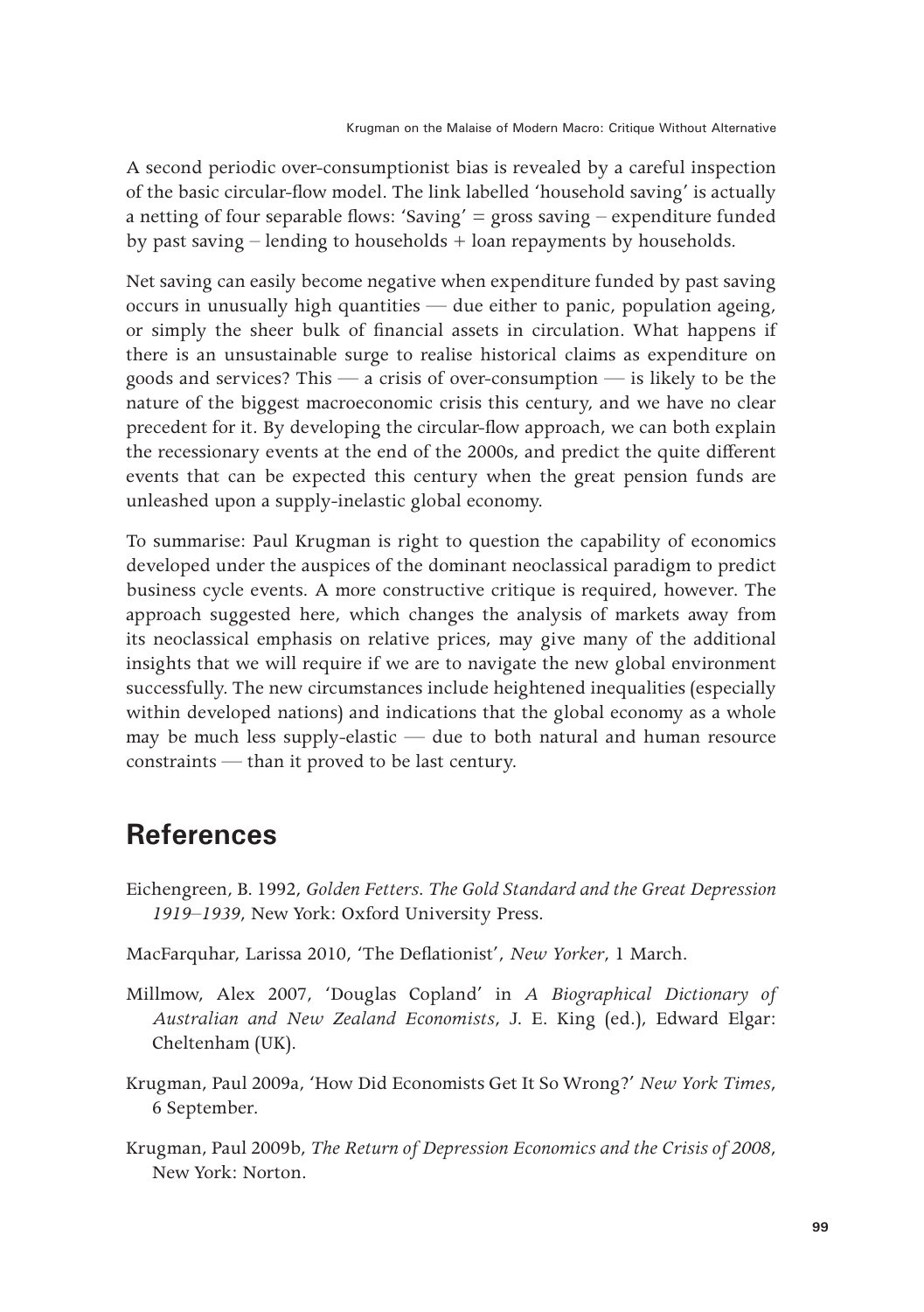A second periodic over-consumptionist bias is revealed by a careful inspection of the basic circular-flow model. The link labelled 'household saving' is actually a netting of four separable flows: 'Saving' = gross saving – expenditure funded by past saving – lending to households + loan repayments by households.

Net saving can easily become negative when expenditure funded by past saving occurs in unusually high quantities — due either to panic, population ageing, or simply the sheer bulk of financial assets in circulation. What happens if there is an unsustainable surge to realise historical claims as expenditure on goods and services? This — a crisis of over-consumption — is likely to be the nature of the biggest macroeconomic crisis this century, and we have no clear precedent for it. By developing the circular-flow approach, we can both explain the recessionary events at the end of the 2000s, and predict the quite different events that can be expected this century when the great pension funds are unleashed upon a supply-inelastic global economy.

To summarise: Paul Krugman is right to question the capability of economics developed under the auspices of the dominant neoclassical paradigm to predict business cycle events. A more constructive critique is required, however. The approach suggested here, which changes the analysis of markets away from its neoclassical emphasis on relative prices, may give many of the additional insights that we will require if we are to navigate the new global environment successfully. The new circumstances include heightened inequalities (especially within developed nations) and indications that the global economy as a whole may be much less supply-elastic — due to both natural and human resource constraints — than it proved to be last century.

## References

Eichengreen, B. 1992, *Golden Fetters. The Gold Standard and the Great Depression 1919–1939*, New York: Oxford University Press.

MacFarquhar, Larissa 2010, 'The Deflationist', *New Yorker*, 1 March.

Millmow, Alex 2007, 'Douglas Copland' in *A Biographical Dictionary of Australian and New Zealand Economists*, J. E. King (ed.), Edward Elgar: Cheltenham (UK).

Krugman, Paul 2009a, 'How Did Economists Get It So Wrong?' *New York Times*, 6 September.

Krugman, Paul 2009b, *The Return of Depression Economics and the Crisis of 2008*, New York: Norton.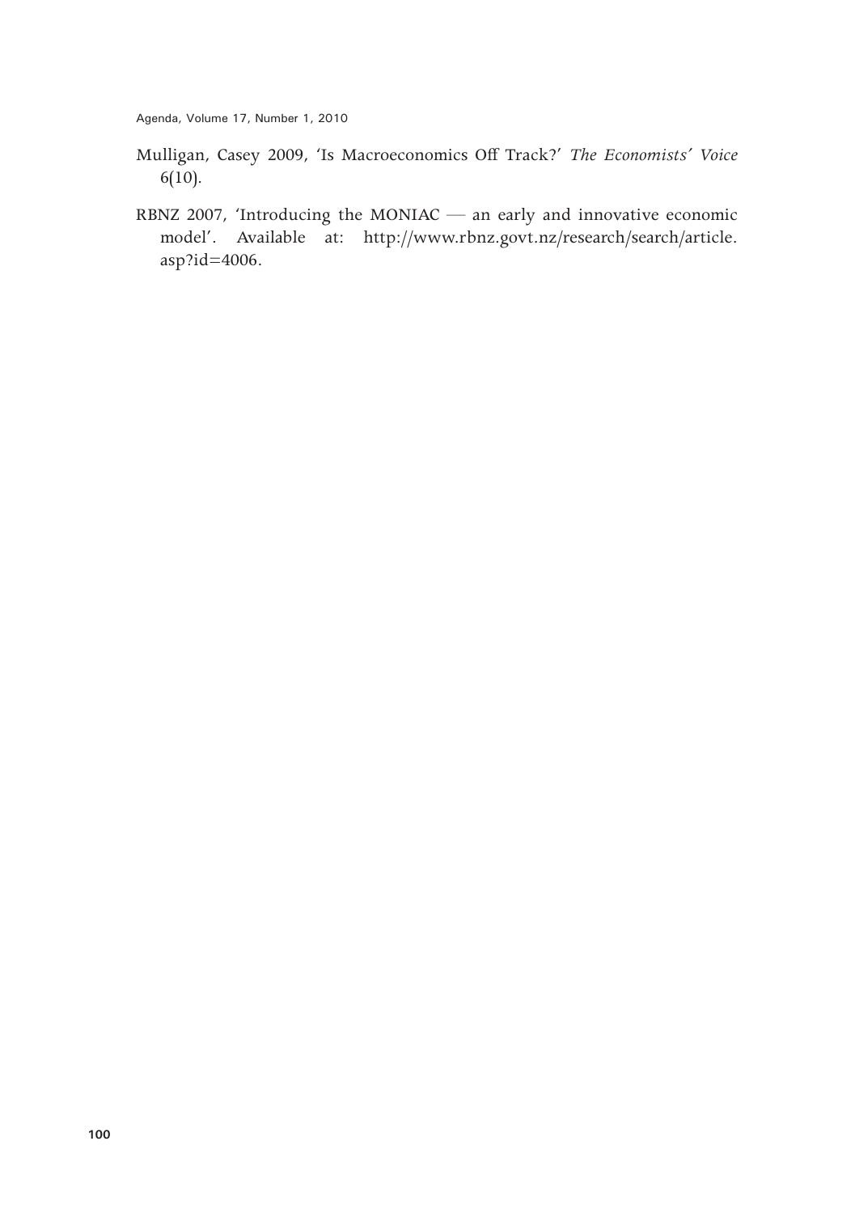Mulligan, Casey 2009, 'Is Macroeconomics Off Track?' *The Economists' Voice* 6(10).

RBNZ 2007, 'Introducing the MONIAC — an early and innovative economic model'. Available at: http://www.rbnz.govt.nz/research/search/article.asp?id=4006.